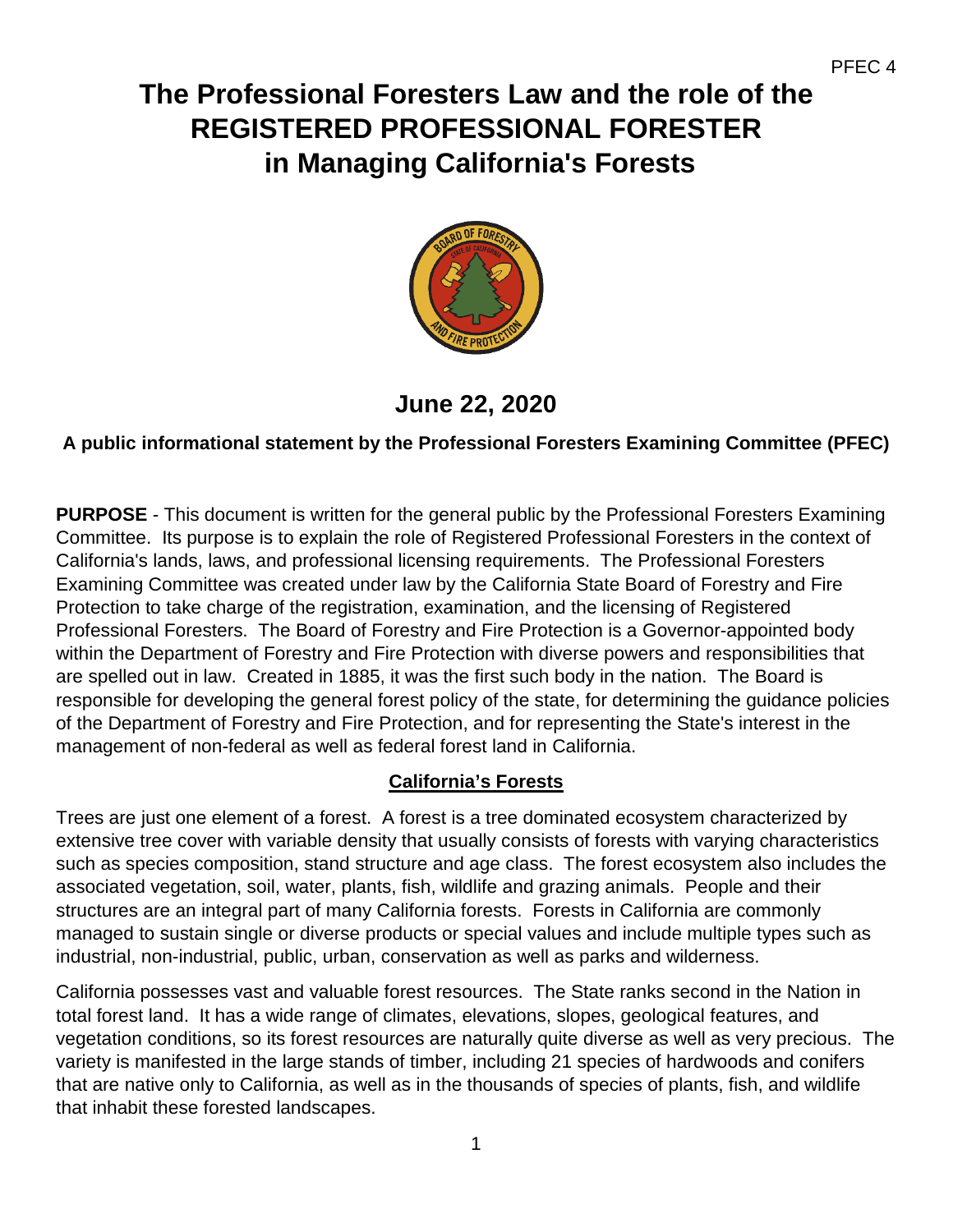# The Professional Foresters Law and the role of the REGISTERED PROFESSIONAL FORESTER in Managing California's Forests

## June 22, 2020

**A public informational statement by the Professional Foresters Examining Committee (PFEC)**

**PURPOSE** - This document is written for the general public by the Professional Foresters Examining Committee. Its purpose is to explain the role of Registered Professional Foresters in the context of California's lands, laws, and professional licensing requirements. The Professional Foresters Examining Committee was created under law by the California State Board of Forestry and Fire Protection to take charge of the registration, examination, and the licensing of Registered Professional Foresters. The Board of Forestry and Fire Protection is a Governor-appointed body within the Department of Forestry and Fire Protection with diverse powers and responsibilities that are spelled out in law. Created in 1885, it was the first such body in the nation. The Board is responsible for developing the general forest policy of the state, for determining the guidance policies of the Department of Forestry and Fire Protection, and for representing the State's interest in the management of non-federal as well as federal forest land in California.

### California's Forests

Trees are just one element of a forest. A forest is a tree dominated ecosystem characterized by extensive tree cover with variable density that usually consists of forests with varying characteristics such as species composition, stand structure and age class. The forest ecosystem also includes the associated vegetation, soil, water, plants, fish, wildlife and grazing animals. People and their structures are an integral part of many California forests. Forests in California are commonly managed to sustain single or diverse products or special values and include multiple types such as industrial, non-industrial, public, urban, conservation as well as parks and wilderness.

California possesses vast and valuable forest resources. The State ranks second in the Nation in total forest land. It has a wide range of climates, elevations, slopes, geological features, and vegetation conditions, so its forest resources are naturally quite diverse as well as very precious. The variety is manifested in the large stands of timber, including 21 species of hardwoods and conifers that are native only to California, as well as in the thousands of species of plants, fish, and wildlife that inhabit these forested landscapes.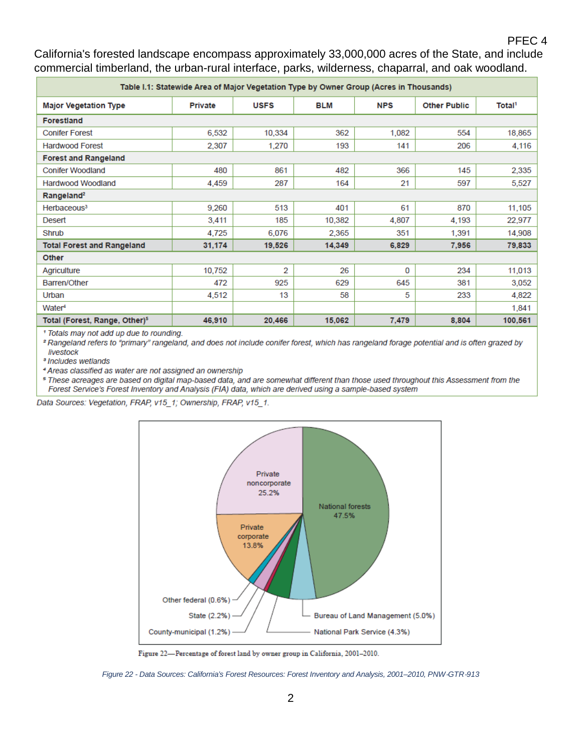California's forested landscape encompass approximately 33,000,000 acres of the State, and include commercial timberland, the urban-rural interface, parks, wilderness, chaparral, and oak woodland.

**Table I.1: Statewide Area of Major Vegetation Type by Owner Group (Acres in Thousands)**

| Major Vegetation Type | Private | USFS | BLM | NPS | Other Public | Total[1] |
|---|---|---|---|---|---|---|
| **Forestland** | | | | | | |
| Conifer Forest | 6,532 | 10,334 | 362 | 1,082 | 554 | 18,865 |
| Hardwood Forest | 2,307 | 1,270 | 193 | 141 | 206 | 4,116 |
| **Forest and Rangeland** | | | | | | |
| Conifer Woodland | 480 | 861 | 482 | 366 | 145 | 2,335 |
| Hardwood Woodland | 4,459 | 287 | 164 | 21 | 597 | 5,527 |
| **Rangeland[2]** | | | | | | |
| Herbaceous[3] | 9,260 | 513 | 401 | 61 | 870 | 11,105 |
| Desert | 3,411 | 185 | 10,382 | 4,807 | 4,193 | 22,977 |
| Shrub | 4,725 | 6,076 | 2,365 | 351 | 1,391 | 14,908 |
| **Total Forest and Rangeland** | **31,174** | **19,526** | **14,349** | **6,829** | **7,956** | **79,833** |
| **Other** | | | | | | |
| Agriculture | 10,752 | 2 | 26 | 0 | 234 | 11,013 |
| Barren/Other | 472 | 925 | 629 | 645 | 381 | 3,052 |
| Urban | 4,512 | 13 | 58 | 5 | 233 | 4,822 |
| Water[4] | | | | | | 1,841 |
| **Total (Forest, Range, Other)[5]** | **46,910** | **20,466** | **15,062** | **7,479** | **8,804** | **100,561** |

*[1] Totals may not add up due to rounding.*
*[2] Rangeland refers to "primary" rangeland, and does not include conifer forest, which has rangeland forage potential and is often grazed by livestock*
*[3] Includes wetlands*
*[4] Areas classified as water are not assigned an ownership*
*[5] These acreages are based on digital map-based data, and are somewhat different than those used throughout this Assessment from the Forest Service's Forest Inventory and Analysis (FIA) data, which are derived using a sample-based system*

*Data Sources: Vegetation, FRAP, v15_1; Ownership, FRAP, v15_1.*

Private noncorporate 25.2%
National forests 47.5%
Private corporate 13.8%
Other federal (0.6%)
State (2.2%)
County-municipal (1.2%)
Bureau of Land Management (5.0%)
National Park Service (4.3%)

Figure 22—Percentage of forest land by owner group in California, 2001–2010.

*Figure 22 - Data Sources: California's Forest Resources: Forest Inventory and Analysis, 2001–2010, PNW-GTR-913*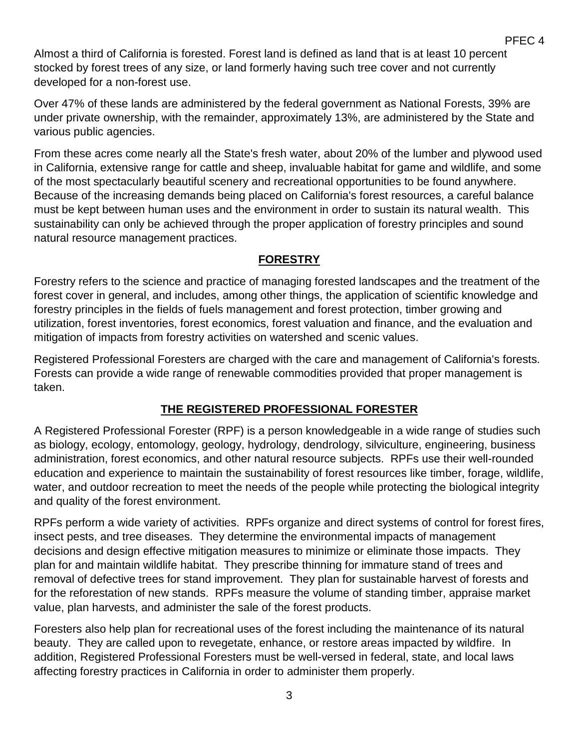Almost a third of California is forested. Forest land is defined as land that is at least 10 percent stocked by forest trees of any size, or land formerly having such tree cover and not currently developed for a non-forest use.

Over 47% of these lands are administered by the federal government as National Forests, 39% are under private ownership, with the remainder, approximately 13%, are administered by the State and various public agencies.

From these acres come nearly all the State's fresh water, about 20% of the lumber and plywood used in California, extensive range for cattle and sheep, invaluable habitat for game and wildlife, and some of the most spectacularly beautiful scenery and recreational opportunities to be found anywhere. Because of the increasing demands being placed on California's forest resources, a careful balance must be kept between human uses and the environment in order to sustain its natural wealth. This sustainability can only be achieved through the proper application of forestry principles and sound natural resource management practices.

## FORESTRY

Forestry refers to the science and practice of managing forested landscapes and the treatment of the forest cover in general, and includes, among other things, the application of scientific knowledge and forestry principles in the fields of fuels management and forest protection, timber growing and utilization, forest inventories, forest economics, forest valuation and finance, and the evaluation and mitigation of impacts from forestry activities on watershed and scenic values.

Registered Professional Foresters are charged with the care and management of California's forests. Forests can provide a wide range of renewable commodities provided that proper management is taken.

## THE REGISTERED PROFESSIONAL FORESTER

A Registered Professional Forester (RPF) is a person knowledgeable in a wide range of studies such as biology, ecology, entomology, geology, hydrology, dendrology, silviculture, engineering, business administration, forest economics, and other natural resource subjects. RPFs use their well-rounded education and experience to maintain the sustainability of forest resources like timber, forage, wildlife, water, and outdoor recreation to meet the needs of the people while protecting the biological integrity and quality of the forest environment.

RPFs perform a wide variety of activities. RPFs organize and direct systems of control for forest fires, insect pests, and tree diseases. They determine the environmental impacts of management decisions and design effective mitigation measures to minimize or eliminate those impacts. They plan for and maintain wildlife habitat. They prescribe thinning for immature stand of trees and removal of defective trees for stand improvement. They plan for sustainable harvest of forests and for the reforestation of new stands. RPFs measure the volume of standing timber, appraise market value, plan harvests, and administer the sale of the forest products.

Foresters also help plan for recreational uses of the forest including the maintenance of its natural beauty. They are called upon to revegetate, enhance, or restore areas impacted by wildfire. In addition, Registered Professional Foresters must be well-versed in federal, state, and local laws affecting forestry practices in California in order to administer them properly.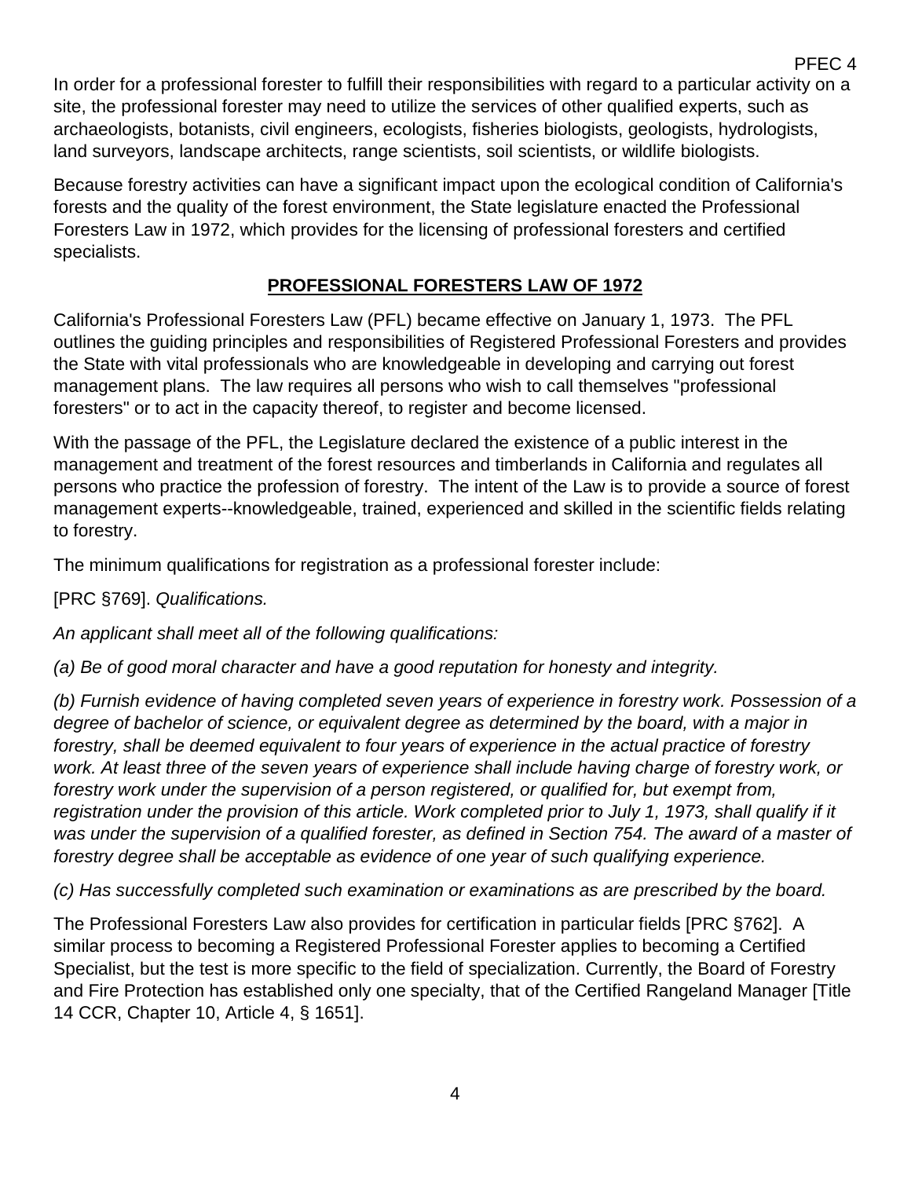In order for a professional forester to fulfill their responsibilities with regard to a particular activity on a site, the professional forester may need to utilize the services of other qualified experts, such as archaeologists, botanists, civil engineers, ecologists, fisheries biologists, geologists, hydrologists, land surveyors, landscape architects, range scientists, soil scientists, or wildlife biologists.

Because forestry activities can have a significant impact upon the ecological condition of California's forests and the quality of the forest environment, the State legislature enacted the Professional Foresters Law in 1972, which provides for the licensing of professional foresters and certified specialists.

## PROFESSIONAL FORESTERS LAW OF 1972

California's Professional Foresters Law (PFL) became effective on January 1, 1973. The PFL outlines the guiding principles and responsibilities of Registered Professional Foresters and provides the State with vital professionals who are knowledgeable in developing and carrying out forest management plans. The law requires all persons who wish to call themselves "professional foresters" or to act in the capacity thereof, to register and become licensed.

With the passage of the PFL, the Legislature declared the existence of a public interest in the management and treatment of the forest resources and timberlands in California and regulates all persons who practice the profession of forestry. The intent of the Law is to provide a source of forest management experts--knowledgeable, trained, experienced and skilled in the scientific fields relating to forestry.

The minimum qualifications for registration as a professional forester include:

[PRC §769]. *Qualifications.*

*An applicant shall meet all of the following qualifications:*

*(a) Be of good moral character and have a good reputation for honesty and integrity.*

*(b) Furnish evidence of having completed seven years of experience in forestry work. Possession of a degree of bachelor of science, or equivalent degree as determined by the board, with a major in forestry, shall be deemed equivalent to four years of experience in the actual practice of forestry work. At least three of the seven years of experience shall include having charge of forestry work, or forestry work under the supervision of a person registered, or qualified for, but exempt from, registration under the provision of this article. Work completed prior to July 1, 1973, shall qualify if it was under the supervision of a qualified forester, as defined in Section 754. The award of a master of forestry degree shall be acceptable as evidence of one year of such qualifying experience.*

*(c) Has successfully completed such examination or examinations as are prescribed by the board.*

The Professional Foresters Law also provides for certification in particular fields [PRC §762]. A similar process to becoming a Registered Professional Forester applies to becoming a Certified Specialist, but the test is more specific to the field of specialization. Currently, the Board of Forestry and Fire Protection has established only one specialty, that of the Certified Rangeland Manager [Title 14 CCR, Chapter 10, Article 4, § 1651].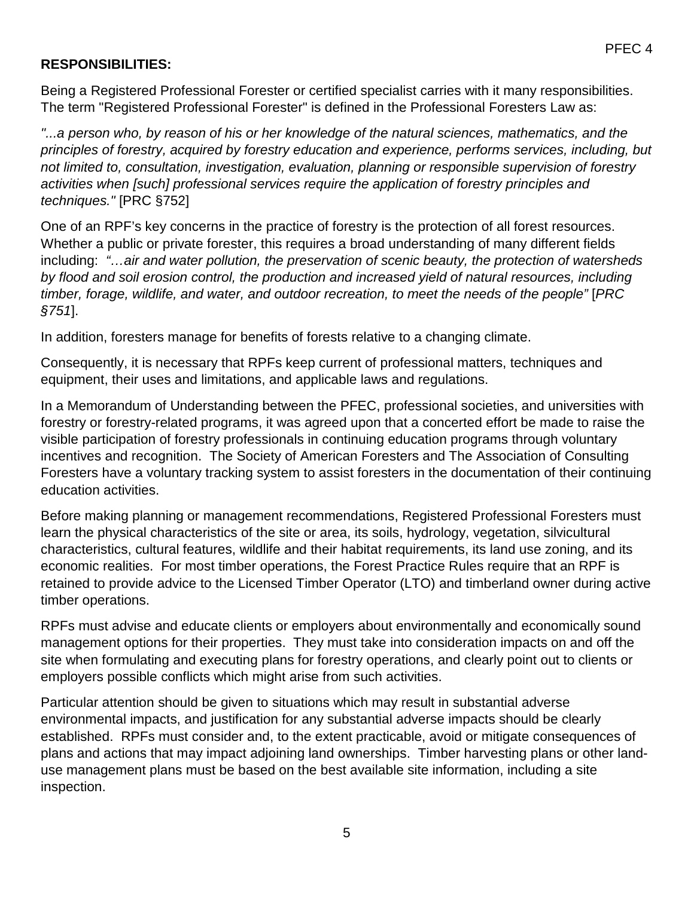**RESPONSIBILITIES:**

Being a Registered Professional Forester or certified specialist carries with it many responsibilities. The term "Registered Professional Forester" is defined in the Professional Foresters Law as:

*"...a person who, by reason of his or her knowledge of the natural sciences, mathematics, and the principles of forestry, acquired by forestry education and experience, performs services, including, but not limited to, consultation, investigation, evaluation, planning or responsible supervision of forestry activities when [such] professional services require the application of forestry principles and techniques."* [PRC §752]

One of an RPF's key concerns in the practice of forestry is the protection of all forest resources. Whether a public or private forester, this requires a broad understanding of many different fields including: *"…air and water pollution, the preservation of scenic beauty, the protection of watersheds by flood and soil erosion control, the production and increased yield of natural resources, including timber, forage, wildlife, and water, and outdoor recreation, to meet the needs of the people"* [*PRC §751*].

In addition, foresters manage for benefits of forests relative to a changing climate.

Consequently, it is necessary that RPFs keep current of professional matters, techniques and equipment, their uses and limitations, and applicable laws and regulations.

In a Memorandum of Understanding between the PFEC, professional societies, and universities with forestry or forestry-related programs, it was agreed upon that a concerted effort be made to raise the visible participation of forestry professionals in continuing education programs through voluntary incentives and recognition. The Society of American Foresters and The Association of Consulting Foresters have a voluntary tracking system to assist foresters in the documentation of their continuing education activities.

Before making planning or management recommendations, Registered Professional Foresters must learn the physical characteristics of the site or area, its soils, hydrology, vegetation, silvicultural characteristics, cultural features, wildlife and their habitat requirements, its land use zoning, and its economic realities. For most timber operations, the Forest Practice Rules require that an RPF is retained to provide advice to the Licensed Timber Operator (LTO) and timberland owner during active timber operations.

RPFs must advise and educate clients or employers about environmentally and economically sound management options for their properties. They must take into consideration impacts on and off the site when formulating and executing plans for forestry operations, and clearly point out to clients or employers possible conflicts which might arise from such activities.

Particular attention should be given to situations which may result in substantial adverse environmental impacts, and justification for any substantial adverse impacts should be clearly established. RPFs must consider and, to the extent practicable, avoid or mitigate consequences of plans and actions that may impact adjoining land ownerships. Timber harvesting plans or other land-use management plans must be based on the best available site information, including a site inspection.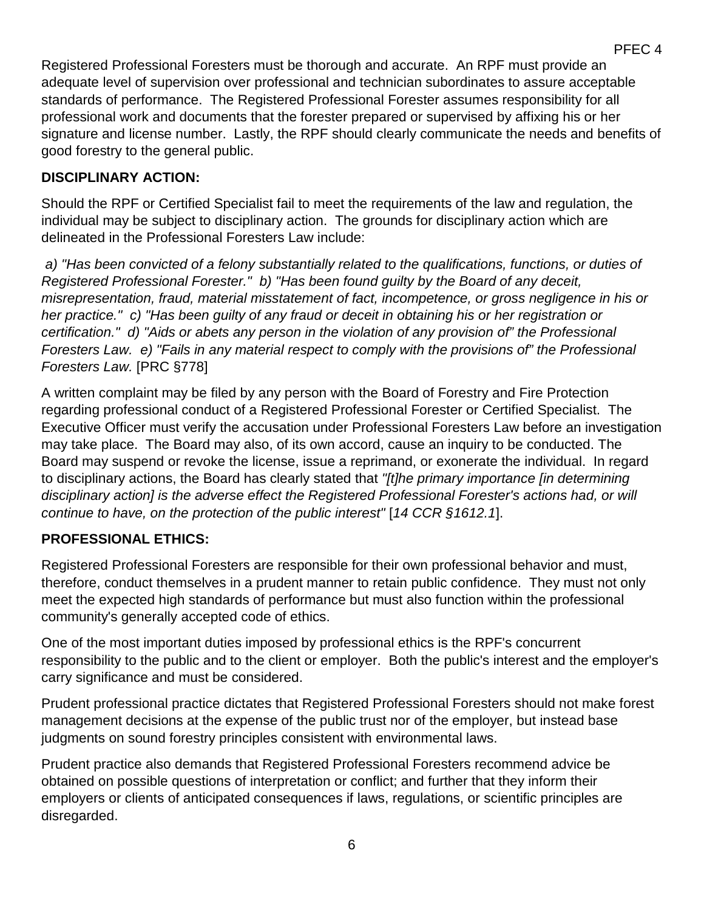Registered Professional Foresters must be thorough and accurate. An RPF must provide an adequate level of supervision over professional and technician subordinates to assure acceptable standards of performance. The Registered Professional Forester assumes responsibility for all professional work and documents that the forester prepared or supervised by affixing his or her signature and license number. Lastly, the RPF should clearly communicate the needs and benefits of good forestry to the general public.

**DISCIPLINARY ACTION:**

Should the RPF or Certified Specialist fail to meet the requirements of the law and regulation, the individual may be subject to disciplinary action. The grounds for disciplinary action which are delineated in the Professional Foresters Law include:

*a) "Has been convicted of a felony substantially related to the qualifications, functions, or duties of Registered Professional Forester." b) "Has been found guilty by the Board of any deceit, misrepresentation, fraud, material misstatement of fact, incompetence, or gross negligence in his or her practice." c) "Has been guilty of any fraud or deceit in obtaining his or her registration or certification." d) "Aids or abets any person in the violation of any provision of" the Professional Foresters Law. e) "Fails in any material respect to comply with the provisions of" the Professional Foresters Law.* [PRC §778]

A written complaint may be filed by any person with the Board of Forestry and Fire Protection regarding professional conduct of a Registered Professional Forester or Certified Specialist. The Executive Officer must verify the accusation under Professional Foresters Law before an investigation may take place. The Board may also, of its own accord, cause an inquiry to be conducted. The Board may suspend or revoke the license, issue a reprimand, or exonerate the individual. In regard to disciplinary actions, the Board has clearly stated that *"[t]he primary importance [in determining disciplinary action] is the adverse effect the Registered Professional Forester's actions had, or will continue to have, on the protection of the public interest"* [*14 CCR §1612.1*].

**PROFESSIONAL ETHICS:**

Registered Professional Foresters are responsible for their own professional behavior and must, therefore, conduct themselves in a prudent manner to retain public confidence. They must not only meet the expected high standards of performance but must also function within the professional community's generally accepted code of ethics.

One of the most important duties imposed by professional ethics is the RPF's concurrent responsibility to the public and to the client or employer. Both the public's interest and the employer's carry significance and must be considered.

Prudent professional practice dictates that Registered Professional Foresters should not make forest management decisions at the expense of the public trust nor of the employer, but instead base judgments on sound forestry principles consistent with environmental laws.

Prudent practice also demands that Registered Professional Foresters recommend advice be obtained on possible questions of interpretation or conflict; and further that they inform their employers or clients of anticipated consequences if laws, regulations, or scientific principles are disregarded.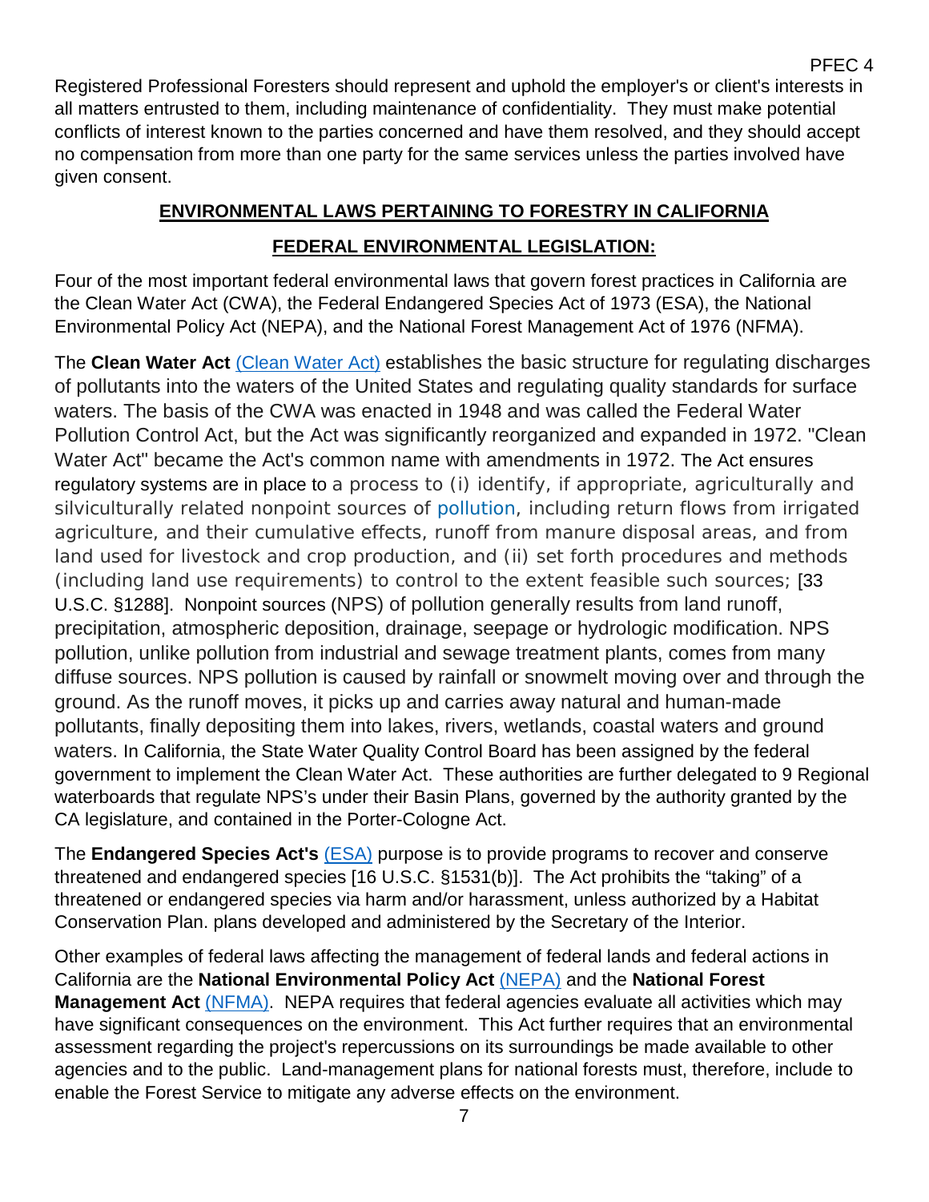Registered Professional Foresters should represent and uphold the employer's or client's interests in all matters entrusted to them, including maintenance of confidentiality. They must make potential conflicts of interest known to the parties concerned and have them resolved, and they should accept no compensation from more than one party for the same services unless the parties involved have given consent.

## ENVIRONMENTAL LAWS PERTAINING TO FORESTRY IN CALIFORNIA

### FEDERAL ENVIRONMENTAL LEGISLATION:

Four of the most important federal environmental laws that govern forest practices in California are the Clean Water Act (CWA), the Federal Endangered Species Act of 1973 (ESA), the National Environmental Policy Act (NEPA), and the National Forest Management Act of 1976 (NFMA).

The **Clean Water Act** (Clean Water Act) establishes the basic structure for regulating discharges of pollutants into the waters of the United States and regulating quality standards for surface waters. The basis of the CWA was enacted in 1948 and was called the Federal Water Pollution Control Act, but the Act was significantly reorganized and expanded in 1972. "Clean Water Act" became the Act's common name with amendments in 1972. The Act ensures regulatory systems are in place to a process to (i) identify, if appropriate, agriculturally and silviculturally related nonpoint sources of pollution, including return flows from irrigated agriculture, and their cumulative effects, runoff from manure disposal areas, and from land used for livestock and crop production, and (ii) set forth procedures and methods (including land use requirements) to control to the extent feasible such sources; [33 U.S.C. §1288]. Nonpoint sources (NPS) of pollution generally results from land runoff, precipitation, atmospheric deposition, drainage, seepage or hydrologic modification. NPS pollution, unlike pollution from industrial and sewage treatment plants, comes from many diffuse sources. NPS pollution is caused by rainfall or snowmelt moving over and through the ground. As the runoff moves, it picks up and carries away natural and human-made pollutants, finally depositing them into lakes, rivers, wetlands, coastal waters and ground waters. In California, the State Water Quality Control Board has been assigned by the federal government to implement the Clean Water Act. These authorities are further delegated to 9 Regional waterboards that regulate NPS's under their Basin Plans, governed by the authority granted by the CA legislature, and contained in the Porter-Cologne Act.

The **Endangered Species Act's** (ESA) purpose is to provide programs to recover and conserve threatened and endangered species [16 U.S.C. §1531(b)]. The Act prohibits the "taking" of a threatened or endangered species via harm and/or harassment, unless authorized by a Habitat Conservation Plan. plans developed and administered by the Secretary of the Interior.

Other examples of federal laws affecting the management of federal lands and federal actions in California are the **National Environmental Policy Act** (NEPA) and the **National Forest Management Act** (NFMA). NEPA requires that federal agencies evaluate all activities which may have significant consequences on the environment. This Act further requires that an environmental assessment regarding the project's repercussions on its surroundings be made available to other agencies and to the public. Land-management plans for national forests must, therefore, include to enable the Forest Service to mitigate any adverse effects on the environment.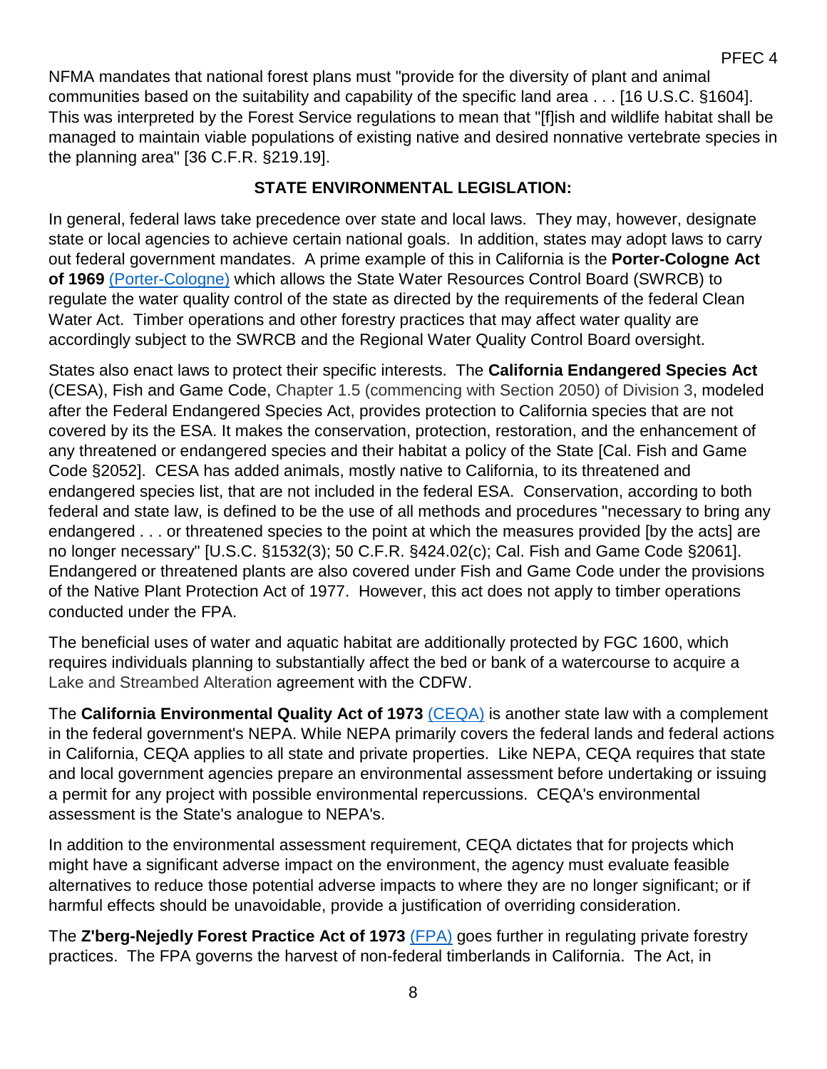NFMA mandates that national forest plans must "provide for the diversity of plant and animal communities based on the suitability and capability of the specific land area . . . [16 U.S.C. §1604]. This was interpreted by the Forest Service regulations to mean that "[f]ish and wildlife habitat shall be managed to maintain viable populations of existing native and desired nonnative vertebrate species in the planning area" [36 C.F.R. §219.19].

## STATE ENVIRONMENTAL LEGISLATION:

In general, federal laws take precedence over state and local laws. They may, however, designate state or local agencies to achieve certain national goals. In addition, states may adopt laws to carry out federal government mandates. A prime example of this in California is the **Porter-Cologne Act of 1969** (Porter-Cologne) which allows the State Water Resources Control Board (SWRCB) to regulate the water quality control of the state as directed by the requirements of the federal Clean Water Act. Timber operations and other forestry practices that may affect water quality are accordingly subject to the SWRCB and the Regional Water Quality Control Board oversight.

States also enact laws to protect their specific interests. The **California Endangered Species Act** (CESA), Fish and Game Code, Chapter 1.5 (commencing with Section 2050) of Division 3, modeled after the Federal Endangered Species Act, provides protection to California species that are not covered by its the ESA. It makes the conservation, protection, restoration, and the enhancement of any threatened or endangered species and their habitat a policy of the State [Cal. Fish and Game Code §2052]. CESA has added animals, mostly native to California, to its threatened and endangered species list, that are not included in the federal ESA. Conservation, according to both federal and state law, is defined to be the use of all methods and procedures "necessary to bring any endangered . . . or threatened species to the point at which the measures provided [by the acts] are no longer necessary" [U.S.C. §1532(3); 50 C.F.R. §424.02(c); Cal. Fish and Game Code §2061]. Endangered or threatened plants are also covered under Fish and Game Code under the provisions of the Native Plant Protection Act of 1977. However, this act does not apply to timber operations conducted under the FPA.

The beneficial uses of water and aquatic habitat are additionally protected by FGC 1600, which requires individuals planning to substantially affect the bed or bank of a watercourse to acquire a Lake and Streambed Alteration agreement with the CDFW.

The **California Environmental Quality Act of 1973** (CEQA) is another state law with a complement in the federal government's NEPA. While NEPA primarily covers the federal lands and federal actions in California, CEQA applies to all state and private properties. Like NEPA, CEQA requires that state and local government agencies prepare an environmental assessment before undertaking or issuing a permit for any project with possible environmental repercussions. CEQA's environmental assessment is the State's analogue to NEPA's.

In addition to the environmental assessment requirement, CEQA dictates that for projects which might have a significant adverse impact on the environment, the agency must evaluate feasible alternatives to reduce those potential adverse impacts to where they are no longer significant; or if harmful effects should be unavoidable, provide a justification of overriding consideration.

The **Z'berg-Nejedly Forest Practice Act of 1973** (FPA) goes further in regulating private forestry practices. The FPA governs the harvest of non-federal timberlands in California. The Act, in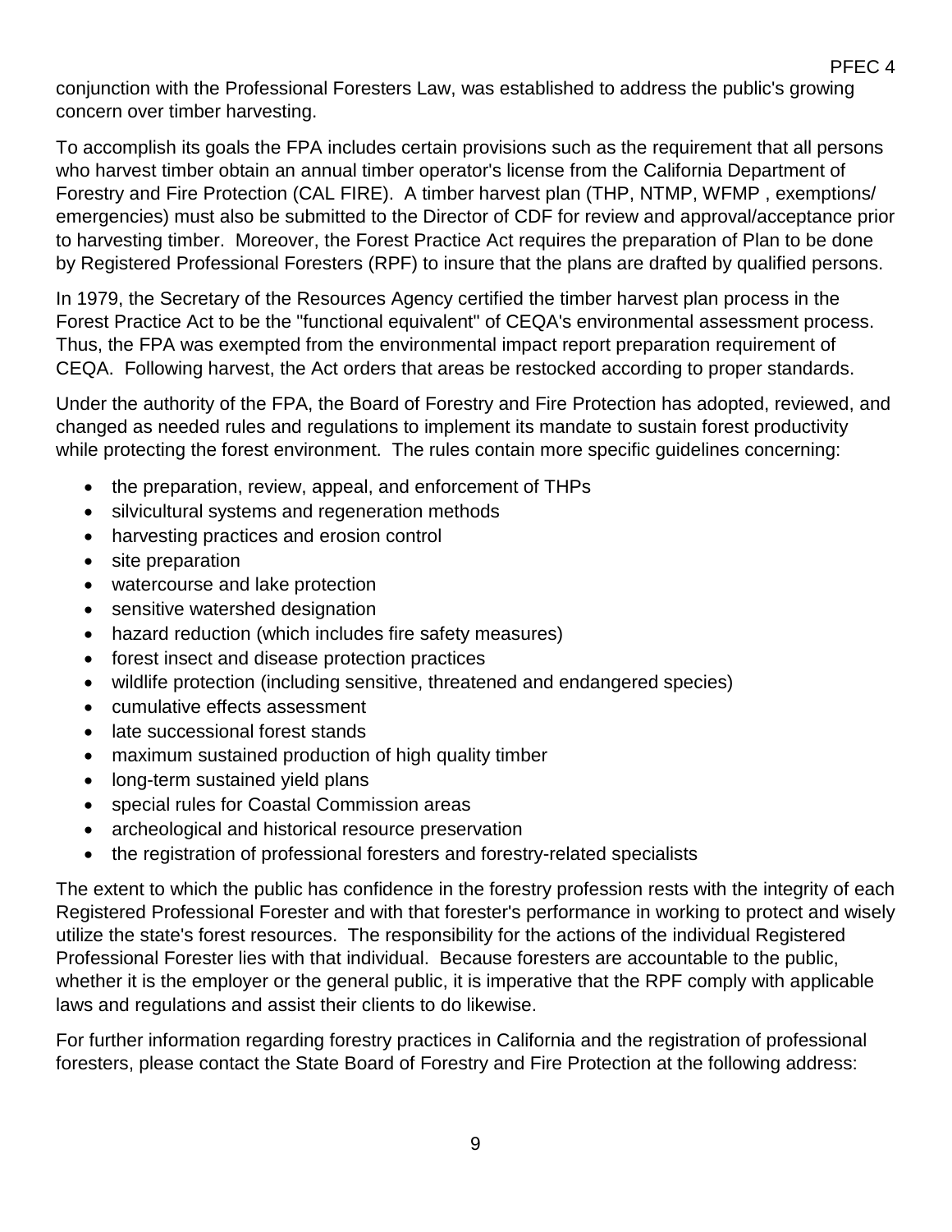conjunction with the Professional Foresters Law, was established to address the public's growing concern over timber harvesting.

To accomplish its goals the FPA includes certain provisions such as the requirement that all persons who harvest timber obtain an annual timber operator's license from the California Department of Forestry and Fire Protection (CAL FIRE). A timber harvest plan (THP, NTMP, WFMP , exemptions/ emergencies) must also be submitted to the Director of CDF for review and approval/acceptance prior to harvesting timber. Moreover, the Forest Practice Act requires the preparation of Plan to be done by Registered Professional Foresters (RPF) to insure that the plans are drafted by qualified persons.

In 1979, the Secretary of the Resources Agency certified the timber harvest plan process in the Forest Practice Act to be the "functional equivalent" of CEQA's environmental assessment process. Thus, the FPA was exempted from the environmental impact report preparation requirement of CEQA. Following harvest, the Act orders that areas be restocked according to proper standards.

Under the authority of the FPA, the Board of Forestry and Fire Protection has adopted, reviewed, and changed as needed rules and regulations to implement its mandate to sustain forest productivity while protecting the forest environment. The rules contain more specific guidelines concerning:

- the preparation, review, appeal, and enforcement of THPs
- silvicultural systems and regeneration methods
- harvesting practices and erosion control
- site preparation
- watercourse and lake protection
- sensitive watershed designation
- hazard reduction (which includes fire safety measures)
- forest insect and disease protection practices
- wildlife protection (including sensitive, threatened and endangered species)
- cumulative effects assessment
- late successional forest stands
- maximum sustained production of high quality timber
- long-term sustained yield plans
- special rules for Coastal Commission areas
- archeological and historical resource preservation
- the registration of professional foresters and forestry-related specialists

The extent to which the public has confidence in the forestry profession rests with the integrity of each Registered Professional Forester and with that forester's performance in working to protect and wisely utilize the state's forest resources. The responsibility for the actions of the individual Registered Professional Forester lies with that individual. Because foresters are accountable to the public, whether it is the employer or the general public, it is imperative that the RPF comply with applicable laws and regulations and assist their clients to do likewise.

For further information regarding forestry practices in California and the registration of professional foresters, please contact the State Board of Forestry and Fire Protection at the following address: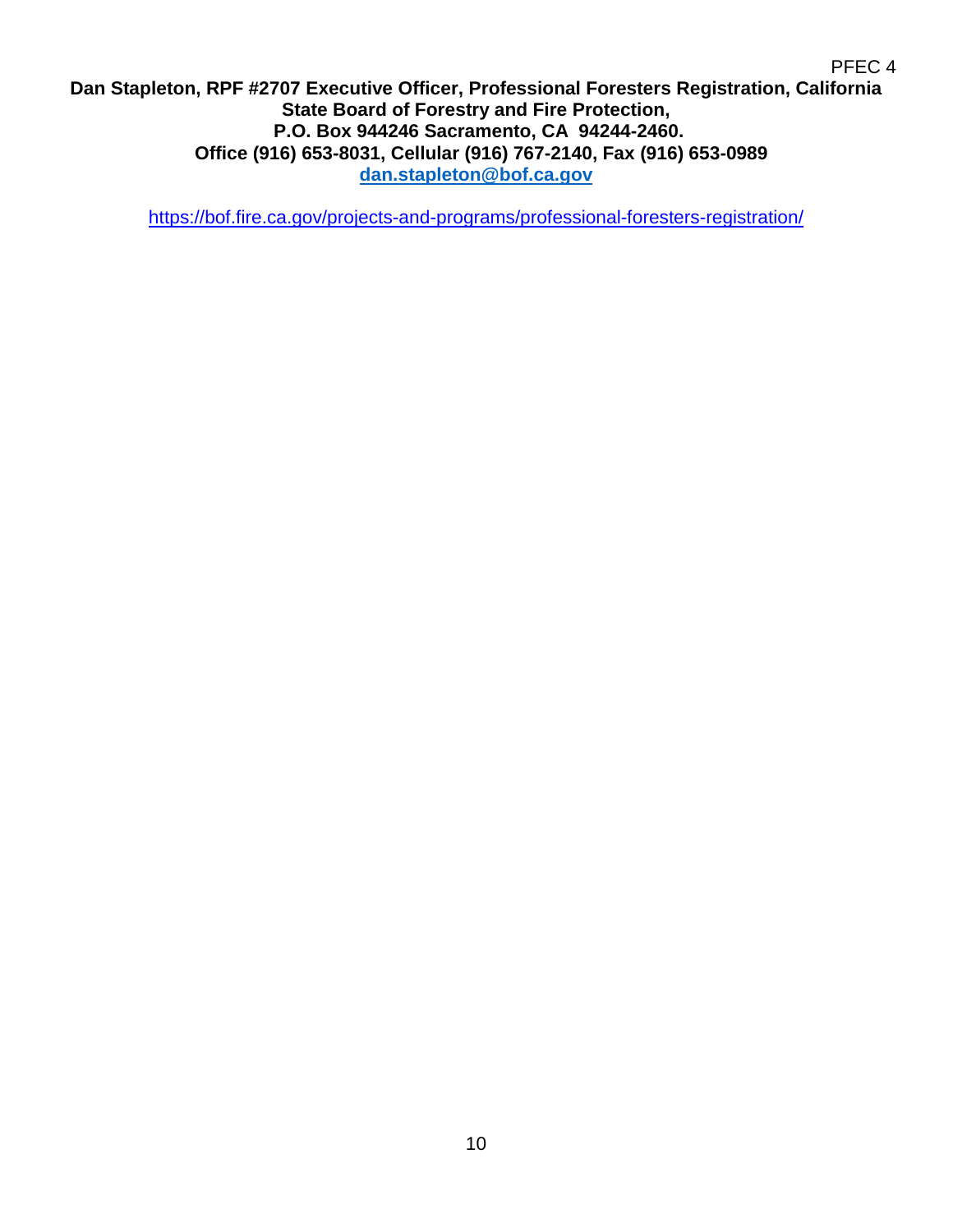PFEC 4

**Dan Stapleton, RPF #2707 Executive Officer, Professional Foresters Registration, California State Board of Forestry and Fire Protection,**
**P.O. Box 944246 Sacramento, CA  94244-2460.**
**Office (916) 653-8031, Cellular (916) 767-2140, Fax (916) 653-0989**
**dan.stapleton@bof.ca.gov**

https://bof.fire.ca.gov/projects-and-programs/professional-foresters-registration/